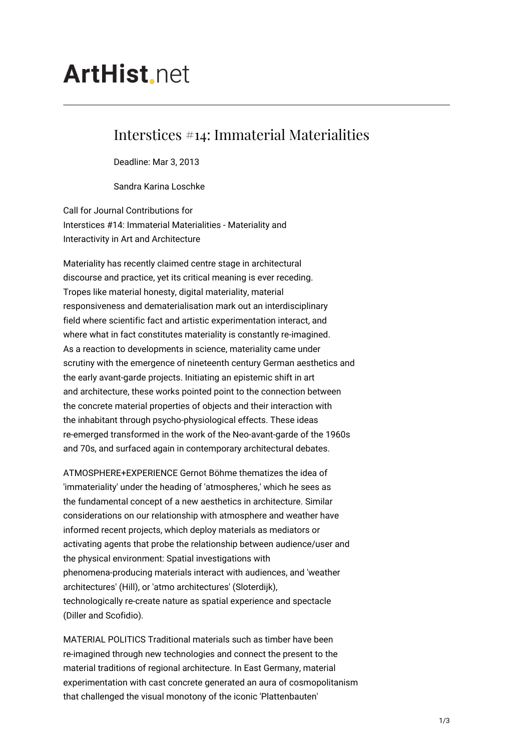# ArtHist.net

## Interstices #14: Immaterial Materialities

Deadline: Mar 3, 2013

Sandra Karina Loschke

Call for Journal Contributions for
Interstices #14: Immaterial Materialities - Materiality and Interactivity in Art and Architecture

Materiality has recently claimed centre stage in architectural discourse and practice, yet its critical meaning is ever receding. Tropes like material honesty, digital materiality, material responsiveness and dematerialisation mark out an interdisciplinary field where scientific fact and artistic experimentation interact, and where what in fact constitutes materiality is constantly re-imagined. As a reaction to developments in science, materiality came under scrutiny with the emergence of nineteenth century German aesthetics and the early avant-garde projects. Initiating an epistemic shift in art and architecture, these works pointed point to the connection between the concrete material properties of objects and their interaction with the inhabitant through psycho-physiological effects. These ideas re-emerged transformed in the work of the Neo-avant-garde of the 1960s and 70s, and surfaced again in contemporary architectural debates.

ATMOSPHERE+EXPERIENCE Gernot Böhme thematizes the idea of 'immateriality' under the heading of 'atmospheres,' which he sees as the fundamental concept of a new aesthetics in architecture. Similar considerations on our relationship with atmosphere and weather have informed recent projects, which deploy materials as mediators or activating agents that probe the relationship between audience/user and the physical environment: Spatial investigations with phenomena-producing materials interact with audiences, and 'weather architectures' (Hill), or 'atmo architectures' (Sloterdijk), technologically re-create nature as spatial experience and spectacle (Diller and Scofidio).

MATERIAL POLITICS Traditional materials such as timber have been re-imagined through new technologies and connect the present to the material traditions of regional architecture. In East Germany, material experimentation with cast concrete generated an aura of cosmopolitanism that challenged the visual monotony of the iconic 'Plattenbauten'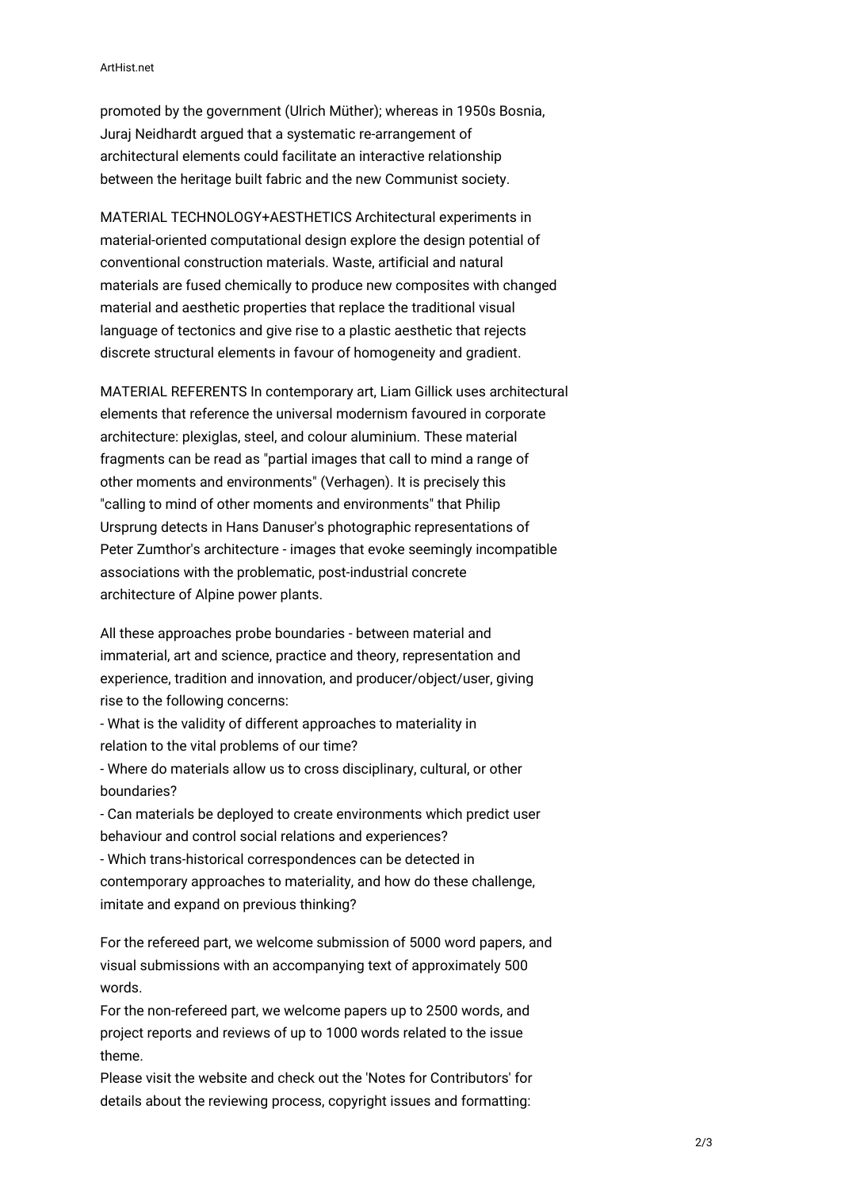promoted by the government (Ulrich Müther); whereas in 1950s Bosnia, Juraj Neidhardt argued that a systematic re-arrangement of architectural elements could facilitate an interactive relationship between the heritage built fabric and the new Communist society.

MATERIAL TECHNOLOGY+AESTHETICS Architectural experiments in material-oriented computational design explore the design potential of conventional construction materials. Waste, artificial and natural materials are fused chemically to produce new composites with changed material and aesthetic properties that replace the traditional visual language of tectonics and give rise to a plastic aesthetic that rejects discrete structural elements in favour of homogeneity and gradient.

MATERIAL REFERENTS In contemporary art, Liam Gillick uses architectural elements that reference the universal modernism favoured in corporate architecture: plexiglas, steel, and colour aluminium. These material fragments can be read as "partial images that call to mind a range of other moments and environments" (Verhagen). It is precisely this "calling to mind of other moments and environments" that Philip Ursprung detects in Hans Danuser's photographic representations of Peter Zumthor's architecture - images that evoke seemingly incompatible associations with the problematic, post-industrial concrete architecture of Alpine power plants.

All these approaches probe boundaries - between material and immaterial, art and science, practice and theory, representation and experience, tradition and innovation, and producer/object/user, giving rise to the following concerns:

- What is the validity of different approaches to materiality in relation to the vital problems of our time?
- Where do materials allow us to cross disciplinary, cultural, or other boundaries?
- Can materials be deployed to create environments which predict user behaviour and control social relations and experiences?
- Which trans-historical correspondences can be detected in contemporary approaches to materiality, and how do these challenge, imitate and expand on previous thinking?

For the refereed part, we welcome submission of 5000 word papers, and visual submissions with an accompanying text of approximately 500 words.
For the non-refereed part, we welcome papers up to 2500 words, and project reports and reviews of up to 1000 words related to the issue theme.
Please visit the website and check out the 'Notes for Contributors' for details about the reviewing process, copyright issues and formatting: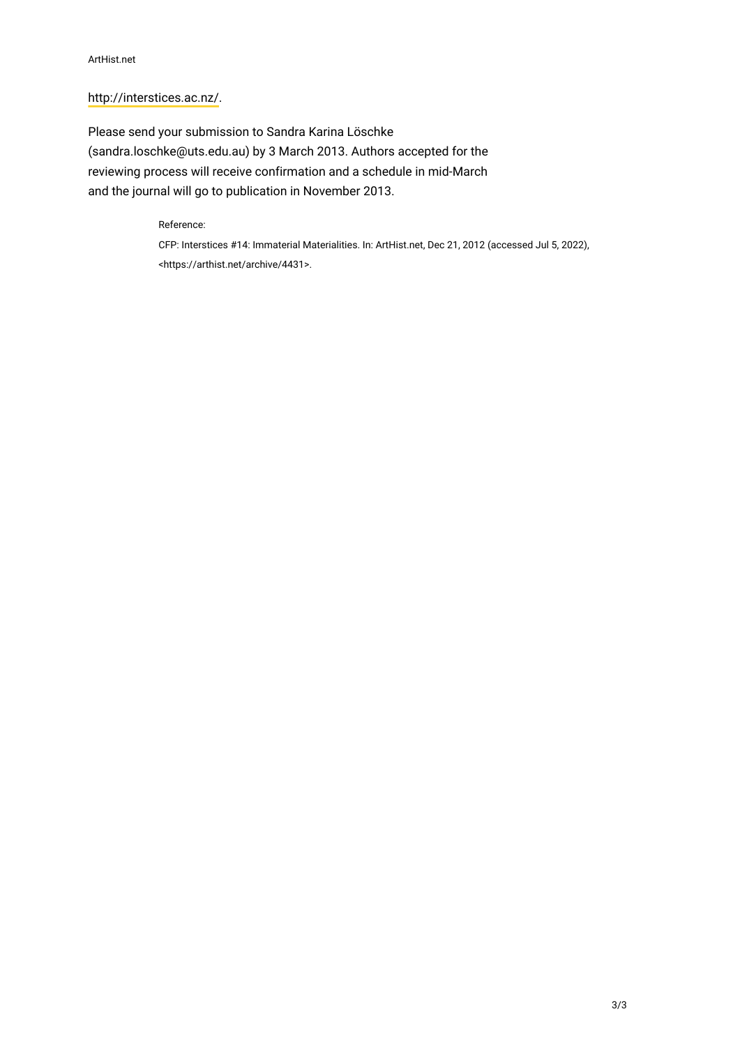http://interstices.ac.nz/.

Please send your submission to Sandra Karina Löschke (sandra.loschke@uts.edu.au) by 3 March 2013. Authors accepted for the reviewing process will receive confirmation and a schedule in mid-March and the journal will go to publication in November 2013.

Reference:

CFP: Interstices #14: Immaterial Materialities. In: ArtHist.net, Dec 21, 2012 (accessed Jul 5, 2022), <https://arthist.net/archive/4431>.